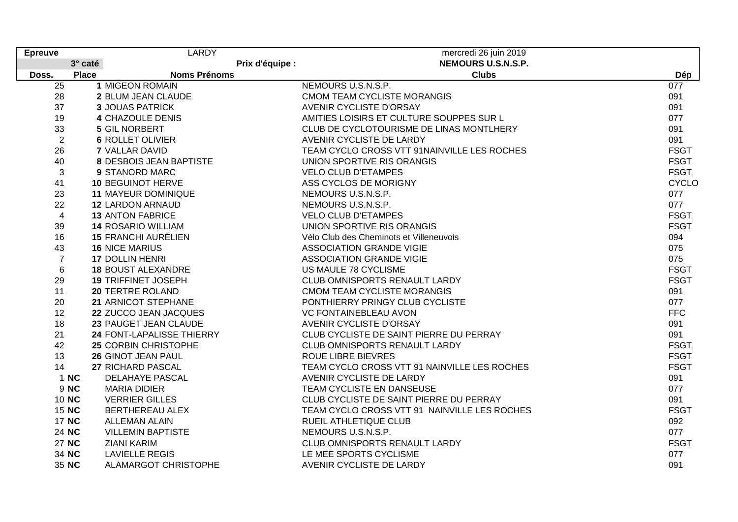| Epreuve | | LARDY | mercredi 26 juin 2019 | |
|---|---|---|---|---|
| | 3° caté | Prix d'équipe : | NEMOURS U.S.N.S.P. | |
| **Doss.** | **Place** | **Noms Prénoms** | **Clubs** | **Dép** |
| 25 | **1** | MIGEON ROMAIN | NEMOURS U.S.N.S.P. | 077 |
| 28 | **2** | BLUM JEAN CLAUDE | CMOM TEAM CYCLISTE MORANGIS | 091 |
| 37 | **3** | JOUAS PATRICK | AVENIR CYCLISTE D'ORSAY | 091 |
| 19 | **4** | CHAZOULE DENIS | AMITIES LOISIRS ET CULTURE SOUPPES SUR L | 077 |
| 33 | **5** | GIL NORBERT | CLUB DE CYCLOTOURISME DE LINAS MONTLHERY | 091 |
| 2 | **6** | ROLLET OLIVIER | AVENIR CYCLISTE DE LARDY | 091 |
| 26 | **7** | VALLAR DAVID | TEAM CYCLO CROSS VTT 91NAINVILLE LES ROCHES | FSGT |
| 40 | **8** | DESBOIS JEAN BAPTISTE | UNION SPORTIVE RIS ORANGIS | FSGT |
| 3 | **9** | STANORD MARC | VELO CLUB D'ETAMPES | FSGT |
| 41 | **10** | BEGUINOT HERVE | ASS CYCLOS DE MORIGNY | CYCLO |
| 23 | **11** | MAYEUR DOMINIQUE | NEMOURS U.S.N.S.P. | 077 |
| 22 | **12** | LARDON ARNAUD | NEMOURS U.S.N.S.P. | 077 |
| 4 | **13** | ANTON FABRICE | VELO CLUB D'ETAMPES | FSGT |
| 39 | **14** | ROSARIO WILLIAM | UNION SPORTIVE RIS ORANGIS | FSGT |
| 16 | **15** | FRANCHI AURÉLIEN | Vélo Club des Cheminots et Villeneuvois | 094 |
| 43 | **16** | NICE MARIUS | ASSOCIATION GRANDE VIGIE | 075 |
| 7 | **17** | DOLLIN HENRI | ASSOCIATION GRANDE VIGIE | 075 |
| 6 | **18** | BOUST ALEXANDRE | US MAULE 78 CYCLISME | FSGT |
| 29 | **19** | TRIFFINET JOSEPH | CLUB OMNISPORTS RENAULT LARDY | FSGT |
| 11 | **20** | TERTRE ROLAND | CMOM TEAM CYCLISTE MORANGIS | 091 |
| 20 | **21** | ARNICOT STEPHANE | PONTHIERRY PRINGY CLUB CYCLISTE | 077 |
| 12 | **22** | ZUCCO JEAN JACQUES | VC FONTAINEBLEAU AVON | FFC |
| 18 | **23** | PAUGET JEAN CLAUDE | AVENIR CYCLISTE D'ORSAY | 091 |
| 21 | **24** | FONT-LAPALISSE THIERRY | CLUB CYCLISTE DE SAINT PIERRE DU PERRAY | 091 |
| 42 | **25** | CORBIN CHRISTOPHE | CLUB OMNISPORTS RENAULT LARDY | FSGT |
| 13 | **26** | GINOT JEAN PAUL | ROUE LIBRE BIEVRES | FSGT |
| 14 | **27** | RICHARD PASCAL | TEAM CYCLO CROSS VTT 91 NAINVILLE LES ROCHES | FSGT |
| 1 | **NC** | DELAHAYE PASCAL | AVENIR CYCLISTE DE LARDY | 091 |
| 9 | **NC** | MARIA DIDIER | TEAM CYCLISTE EN DANSEUSE | 077 |
| 10 | **NC** | VERRIER GILLES | CLUB CYCLISTE DE SAINT PIERRE DU PERRAY | 091 |
| 15 | **NC** | BERTHEREAU ALEX | TEAM CYCLO CROSS VTT 91 NAINVILLE LES ROCHES | FSGT |
| 17 | **NC** | ALLEMAN ALAIN | RUEIL ATHLETIQUE CLUB | 092 |
| 24 | **NC** | VILLEMIN BAPTISTE | NEMOURS U.S.N.S.P. | 077 |
| 27 | **NC** | ZIANI KARIM | CLUB OMNISPORTS RENAULT LARDY | FSGT |
| 34 | **NC** | LAVIELLE REGIS | LE MEE SPORTS CYCLISME | 077 |
| 35 | **NC** | ALAMARGOT CHRISTOPHE | AVENIR CYCLISTE DE LARDY | 091 |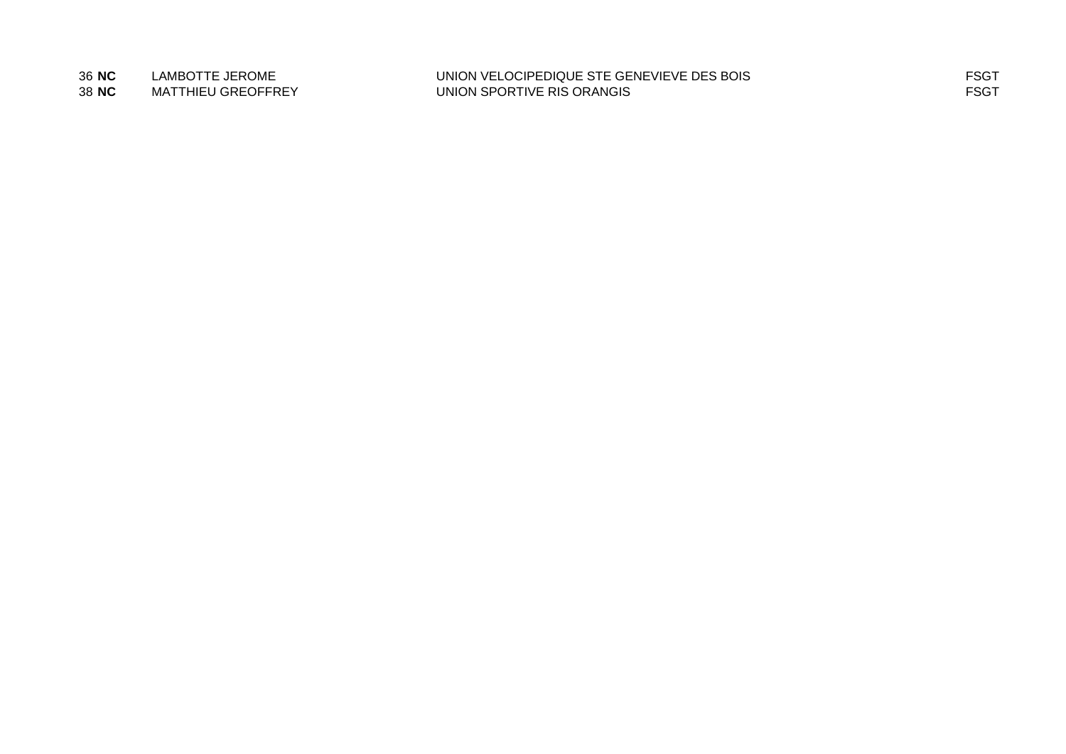| | | | | |
|---|---|---|---|---|
| 36 | **NC** | LAMBOTTE JEROME | UNION VELOCIPEDIQUE STE GENEVIEVE DES BOIS | FSGT |
| 38 | **NC** | MATTHIEU GREOFFREY | UNION SPORTIVE RIS ORANGIS | FSGT |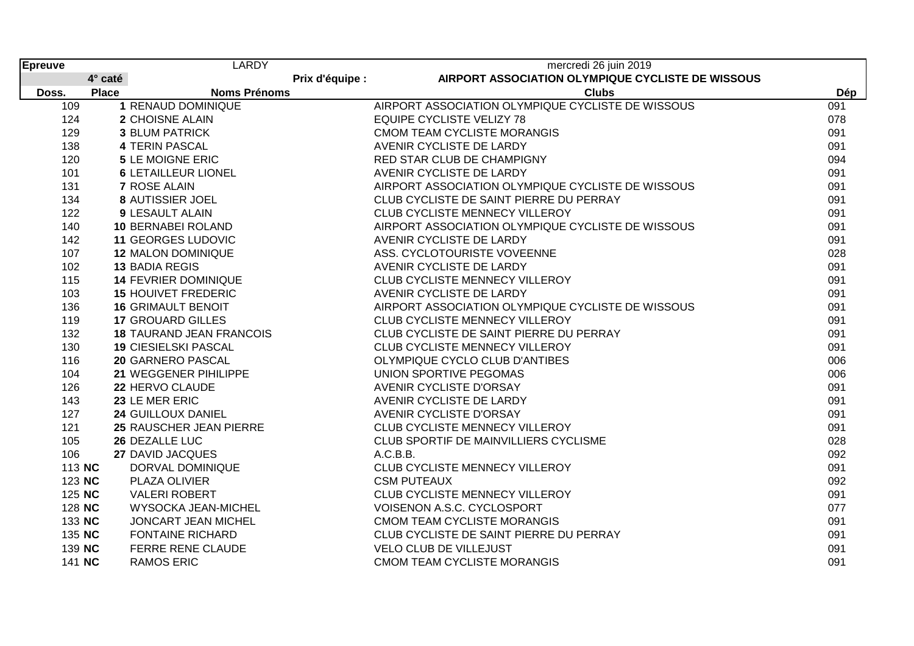| Epreuve | | LARDY | mercredi 26 juin 2019 | |
|---|---|---|---|---|
| | 4° caté | **Prix d'équipe :** | **AIRPORT ASSOCIATION OLYMPIQUE CYCLISTE DE WISSOUS** | |
| **Doss.** | **Place** | **Noms Prénoms** | **Clubs** | **Dép** |
| 109 | **1** | RENAUD DOMINIQUE | AIRPORT ASSOCIATION OLYMPIQUE CYCLISTE DE WISSOUS | 091 |
| 124 | **2** | CHOISNE ALAIN | EQUIPE CYCLISTE VELIZY 78 | 078 |
| 129 | **3** | BLUM PATRICK | CMOM TEAM CYCLISTE MORANGIS | 091 |
| 138 | **4** | TERIN PASCAL | AVENIR CYCLISTE DE LARDY | 091 |
| 120 | **5** | LE MOIGNE ERIC | RED STAR CLUB DE CHAMPIGNY | 094 |
| 101 | **6** | LETAILLEUR LIONEL | AVENIR CYCLISTE DE LARDY | 091 |
| 131 | **7** | ROSE ALAIN | AIRPORT ASSOCIATION OLYMPIQUE CYCLISTE DE WISSOUS | 091 |
| 134 | **8** | AUTISSIER JOEL | CLUB CYCLISTE DE SAINT PIERRE DU PERRAY | 091 |
| 122 | **9** | LESAULT ALAIN | CLUB CYCLISTE MENNECY VILLEROY | 091 |
| 140 | **10** | BERNABEI ROLAND | AIRPORT ASSOCIATION OLYMPIQUE CYCLISTE DE WISSOUS | 091 |
| 142 | **11** | GEORGES LUDOVIC | AVENIR CYCLISTE DE LARDY | 091 |
| 107 | **12** | MALON DOMINIQUE | ASS. CYCLOTOURISTE VOVEENNE | 028 |
| 102 | **13** | BADIA REGIS | AVENIR CYCLISTE DE LARDY | 091 |
| 115 | **14** | FEVRIER DOMINIQUE | CLUB CYCLISTE MENNECY VILLEROY | 091 |
| 103 | **15** | HOUIVET FREDERIC | AVENIR CYCLISTE DE LARDY | 091 |
| 136 | **16** | GRIMAULT BENOIT | AIRPORT ASSOCIATION OLYMPIQUE CYCLISTE DE WISSOUS | 091 |
| 119 | **17** | GROUARD GILLES | CLUB CYCLISTE MENNECY VILLEROY | 091 |
| 132 | **18** | TAURAND JEAN FRANCOIS | CLUB CYCLISTE DE SAINT PIERRE DU PERRAY | 091 |
| 130 | **19** | CIESIELSKI PASCAL | CLUB CYCLISTE MENNECY VILLEROY | 091 |
| 116 | **20** | GARNERO PASCAL | OLYMPIQUE CYCLO CLUB D'ANTIBES | 006 |
| 104 | **21** | WEGGENER PIHILIPPE | UNION SPORTIVE PEGOMAS | 006 |
| 126 | **22** | HERVO CLAUDE | AVENIR CYCLISTE D'ORSAY | 091 |
| 143 | **23** | LE MER ERIC | AVENIR CYCLISTE DE LARDY | 091 |
| 127 | **24** | GUILLOUX DANIEL | AVENIR CYCLISTE D'ORSAY | 091 |
| 121 | **25** | RAUSCHER JEAN PIERRE | CLUB CYCLISTE MENNECY VILLEROY | 091 |
| 105 | **26** | DEZALLE LUC | CLUB SPORTIF DE MAINVILLIERS CYCLISME | 028 |
| 106 | **27** | DAVID JACQUES | A.C.B.B. | 092 |
| 113 | **NC** | DORVAL DOMINIQUE | CLUB CYCLISTE MENNECY VILLEROY | 091 |
| 123 | **NC** | PLAZA OLIVIER | CSM PUTEAUX | 092 |
| 125 | **NC** | VALERI ROBERT | CLUB CYCLISTE MENNECY VILLEROY | 091 |
| 128 | **NC** | WYSOCKA JEAN-MICHEL | VOISENON A.S.C. CYCLOSPORT | 077 |
| 133 | **NC** | JONCART JEAN MICHEL | CMOM TEAM CYCLISTE MORANGIS | 091 |
| 135 | **NC** | FONTAINE RICHARD | CLUB CYCLISTE DE SAINT PIERRE DU PERRAY | 091 |
| 139 | **NC** | FERRE RENE CLAUDE | VELO CLUB DE VILLEJUST | 091 |
| 141 | **NC** | RAMOS ERIC | CMOM TEAM CYCLISTE MORANGIS | 091 |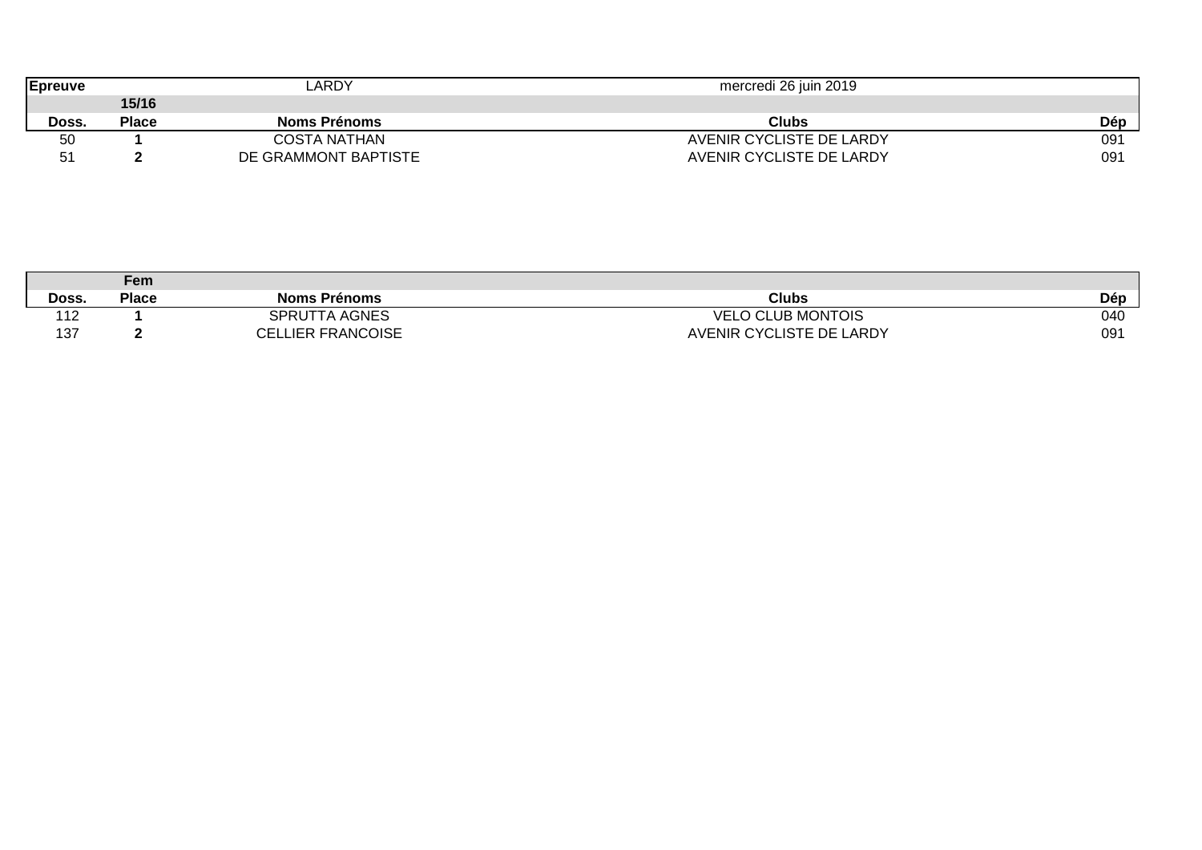| Epreuve | | LARDY | mercredi 26 juin 2019 | |
|---|---|---|---|---|
| | 15/16 | | | |
| Doss. | Place | Noms Prénoms | Clubs | Dép |
| 50 | 1 | COSTA NATHAN | AVENIR CYCLISTE DE LARDY | 091 |
| 51 | 2 | DE GRAMMONT BAPTISTE | AVENIR CYCLISTE DE LARDY | 091 |

| | Fem | | | |
|---|---|---|---|---|
| Doss. | Place | Noms Prénoms | Clubs | Dép |
| 112 | 1 | SPRUTTA AGNES | VELO CLUB MONTOIS | 040 |
| 137 | 2 | CELLIER FRANCOISE | AVENIR CYCLISTE DE LARDY | 091 |